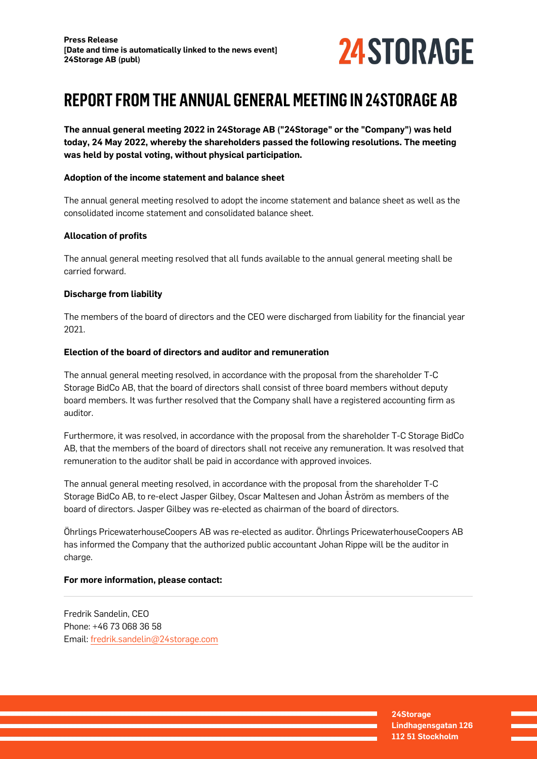**Press Release**
**[Date and time is automatically linked to the news event]**
**24Storage AB (publ)**

# REPORT FROM THE ANNUAL GENERAL MEETING IN 24STORAGE AB

**The annual general meeting 2022 in 24Storage AB ("24Storage" or the "Company") was held today, 24 May 2022, whereby the shareholders passed the following resolutions. The meeting was held by postal voting, without physical participation.**

**Adoption of the income statement and balance sheet**

The annual general meeting resolved to adopt the income statement and balance sheet as well as the consolidated income statement and consolidated balance sheet.

**Allocation of profits**

The annual general meeting resolved that all funds available to the annual general meeting shall be carried forward.

**Discharge from liability**

The members of the board of directors and the CEO were discharged from liability for the financial year 2021.

**Election of the board of directors and auditor and remuneration**

The annual general meeting resolved, in accordance with the proposal from the shareholder T-C Storage BidCo AB, that the board of directors shall consist of three board members without deputy board members. It was further resolved that the Company shall have a registered accounting firm as auditor.

Furthermore, it was resolved, in accordance with the proposal from the shareholder T-C Storage BidCo AB, that the members of the board of directors shall not receive any remuneration. It was resolved that remuneration to the auditor shall be paid in accordance with approved invoices.

The annual general meeting resolved, in accordance with the proposal from the shareholder T-C Storage BidCo AB, to re-elect Jasper Gilbey, Oscar Maltesen and Johan Åström as members of the board of directors. Jasper Gilbey was re-elected as chairman of the board of directors.

Öhrlings PricewaterhouseCoopers AB was re-elected as auditor. Öhrlings PricewaterhouseCoopers AB has informed the Company that the authorized public accountant Johan Rippe will be the auditor in charge.

**For more information, please contact:**

Fredrik Sandelin, CEO
Phone: +46 73 068 36 58
Email: fredrik.sandelin@24storage.com

**24Storage**
**Lindhagensgatan 126**
**112 51 Stockholm**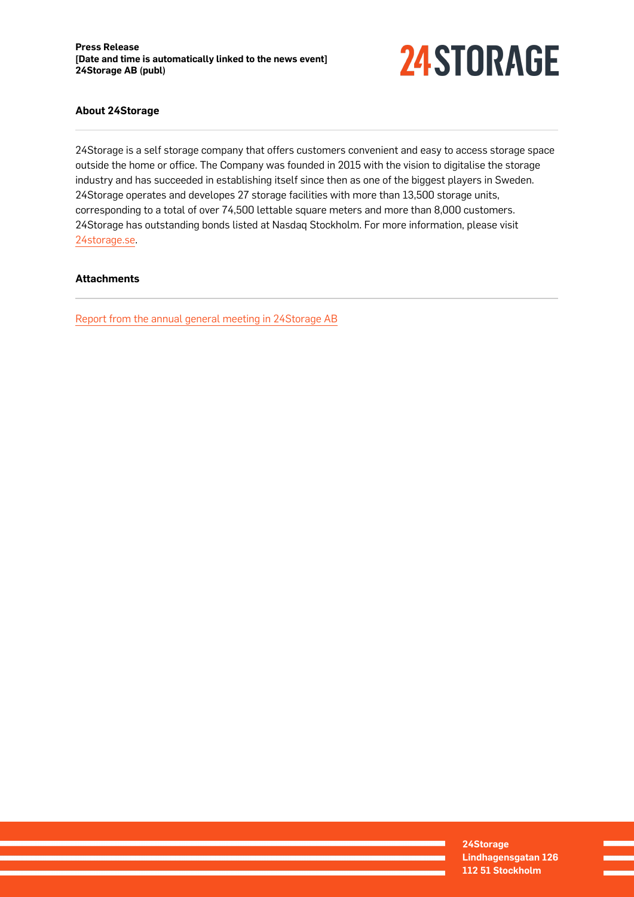## About 24Storage

24Storage is a self storage company that offers customers convenient and easy to access storage space outside the home or office. The Company was founded in 2015 with the vision to digitalise the storage industry and has succeeded in establishing itself since then as one of the biggest players in Sweden. 24Storage operates and developes 27 storage facilities with more than 13,500 storage units, corresponding to a total of over 74,500 lettable square meters and more than 8,000 customers. 24Storage has outstanding bonds listed at Nasdaq Stockholm. For more information, please visit 24storage.se.

## Attachments

Report from the annual general meeting in 24Storage AB